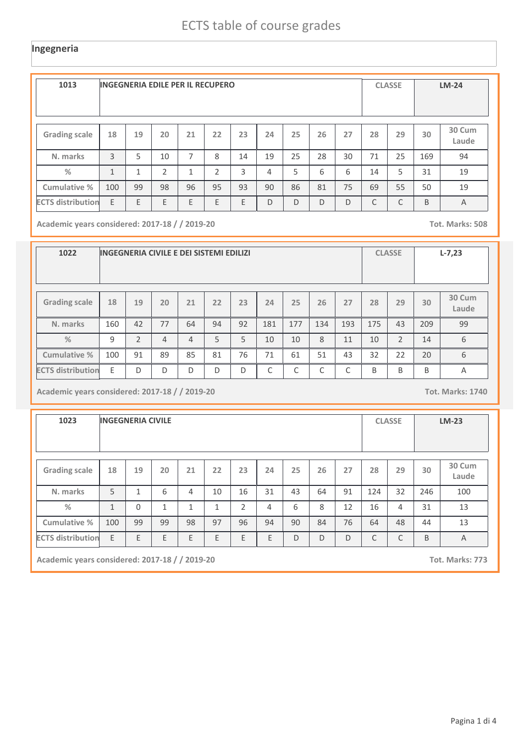# ECTS table of course grades

## Ingegneria

| 1013 | INGEGNERIA EDILE PER IL RECUPERO | | | | | | | | | | | CLASSE | | LM-24 |
|---|---|---|---|---|---|---|---|---|---|---|---|---|---|---|

| Grading scale | 18 | 19 | 20 | 21 | 22 | 23 | 24 | 25 | 26 | 27 | 28 | 29 | 30 | 30 Cum Laude |
|---|---|---|---|---|---|---|---|---|---|---|---|---|---|---|
| N. marks | 3 | 5 | 10 | 7 | 8 | 14 | 19 | 25 | 28 | 30 | 71 | 25 | 169 | 94 |
| % | 1 | 1 | 2 | 1 | 2 | 3 | 4 | 5 | 6 | 6 | 14 | 5 | 31 | 19 |
| Cumulative % | 100 | 99 | 98 | 96 | 95 | 93 | 90 | 86 | 81 | 75 | 69 | 55 | 50 | 19 |
| ECTS distribution | E | E | E | E | E | E | D | D | D | D | C | C | B | A |

Academic years considered: 2017-18 / / 2019-20 — Tot. Marks: 508

| 1022 | INGEGNERIA CIVILE E DEI SISTEMI EDILIZI | | | | | | | | | | | CLASSE | | L-7,23 |
|---|---|---|---|---|---|---|---|---|---|---|---|---|---|---|

| Grading scale | 18 | 19 | 20 | 21 | 22 | 23 | 24 | 25 | 26 | 27 | 28 | 29 | 30 | 30 Cum Laude |
|---|---|---|---|---|---|---|---|---|---|---|---|---|---|---|
| N. marks | 160 | 42 | 77 | 64 | 94 | 92 | 181 | 177 | 134 | 193 | 175 | 43 | 209 | 99 |
| % | 9 | 2 | 4 | 4 | 5 | 5 | 10 | 10 | 8 | 11 | 10 | 2 | 14 | 6 |
| Cumulative % | 100 | 91 | 89 | 85 | 81 | 76 | 71 | 61 | 51 | 43 | 32 | 22 | 20 | 6 |
| ECTS distribution | E | D | D | D | D | D | C | C | C | C | B | B | B | A |

Academic years considered: 2017-18 / / 2019-20 — Tot. Marks: 1740

| 1023 | INGEGNERIA CIVILE | | | | | | | | | | | CLASSE | | LM-23 |
|---|---|---|---|---|---|---|---|---|---|---|---|---|---|---|

| Grading scale | 18 | 19 | 20 | 21 | 22 | 23 | 24 | 25 | 26 | 27 | 28 | 29 | 30 | 30 Cum Laude |
|---|---|---|---|---|---|---|---|---|---|---|---|---|---|---|
| N. marks | 5 | 1 | 6 | 4 | 10 | 16 | 31 | 43 | 64 | 91 | 124 | 32 | 246 | 100 |
| % | 1 | 0 | 1 | 1 | 1 | 2 | 4 | 6 | 8 | 12 | 16 | 4 | 31 | 13 |
| Cumulative % | 100 | 99 | 99 | 98 | 97 | 96 | 94 | 90 | 84 | 76 | 64 | 48 | 44 | 13 |
| ECTS distribution | E | E | E | E | E | E | E | D | D | D | C | C | B | A |

Academic years considered: 2017-18 / / 2019-20 — Tot. Marks: 773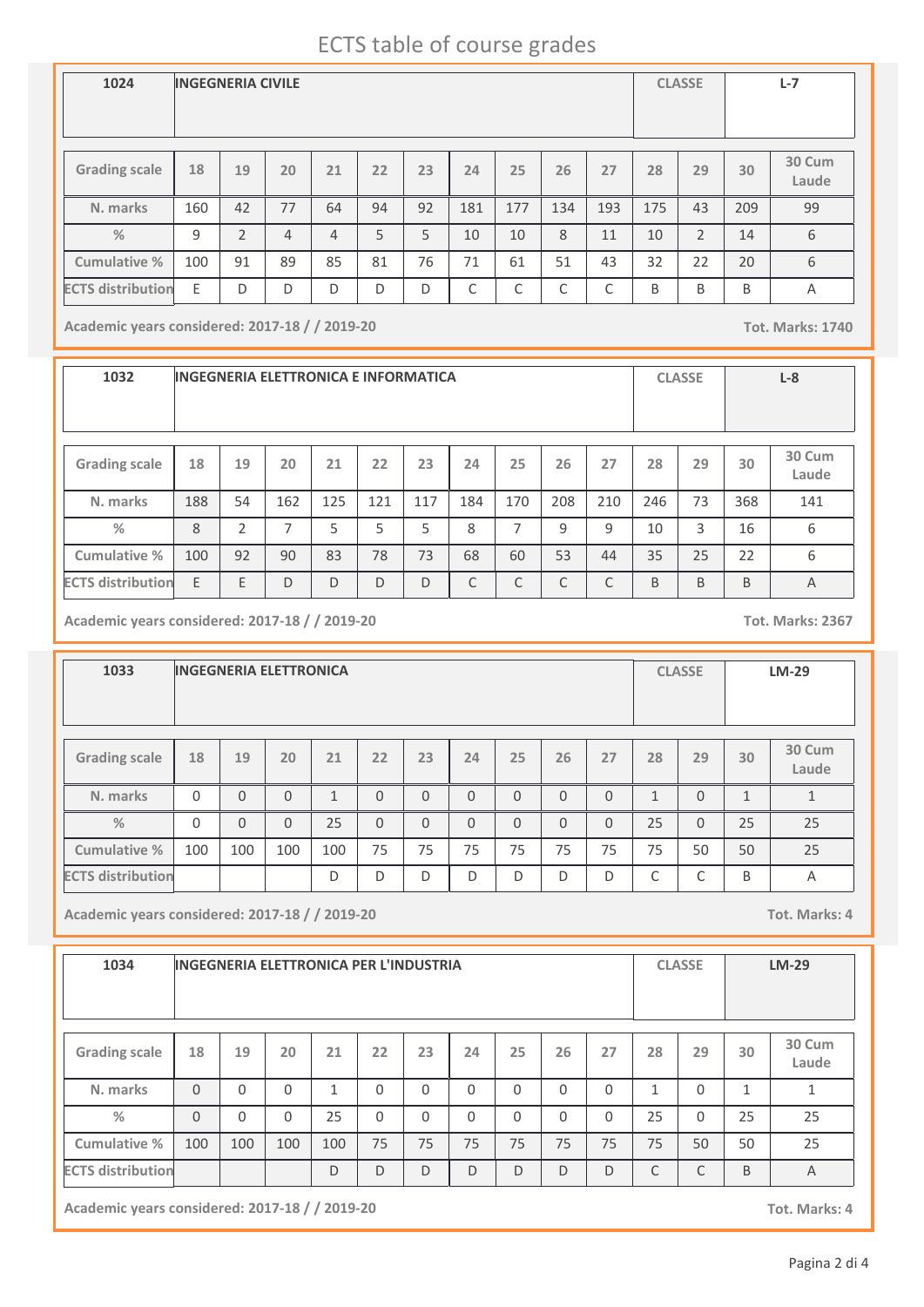# ECTS table of course grades

| 1024 | INGEGNERIA CIVILE | | | | | | | | | | CLASSE | | L-7 |
|---|---|---|---|---|---|---|---|---|---|---|---|---|---|
| **Grading scale** | 18 | 19 | 20 | 21 | 22 | 23 | 24 | 25 | 26 | 27 | 28 | 29 | 30 | 30 Cum Laude |
| **N. marks** | 160 | 42 | 77 | 64 | 94 | 92 | 181 | 177 | 134 | 193 | 175 | 43 | 209 | 99 |
| **%** | 9 | 2 | 4 | 4 | 5 | 5 | 10 | 10 | 8 | 11 | 10 | 2 | 14 | 6 |
| **Cumulative %** | 100 | 91 | 89 | 85 | 81 | 76 | 71 | 61 | 51 | 43 | 32 | 22 | 20 | 6 |
| **ECTS distribution** | E | D | D | D | D | D | C | C | C | C | B | B | B | A |

Academic years considered: 2017-18 / / 2019-20 — Tot. Marks: 1740

| 1032 | INGEGNERIA ELETTRONICA E INFORMATICA | | | | | | | | | | CLASSE | | L-8 |
|---|---|---|---|---|---|---|---|---|---|---|---|---|---|
| **Grading scale** | 18 | 19 | 20 | 21 | 22 | 23 | 24 | 25 | 26 | 27 | 28 | 29 | 30 | 30 Cum Laude |
| **N. marks** | 188 | 54 | 162 | 125 | 121 | 117 | 184 | 170 | 208 | 210 | 246 | 73 | 368 | 141 |
| **%** | 8 | 2 | 7 | 5 | 5 | 5 | 8 | 7 | 9 | 9 | 10 | 3 | 16 | 6 |
| **Cumulative %** | 100 | 92 | 90 | 83 | 78 | 73 | 68 | 60 | 53 | 44 | 35 | 25 | 22 | 6 |
| **ECTS distribution** | E | E | D | D | D | D | C | C | C | C | B | B | B | A |

Academic years considered: 2017-18 / / 2019-20 — Tot. Marks: 2367

| 1033 | INGEGNERIA ELETTRONICA | | | | | | | | | | CLASSE | | LM-29 |
|---|---|---|---|---|---|---|---|---|---|---|---|---|---|
| **Grading scale** | 18 | 19 | 20 | 21 | 22 | 23 | 24 | 25 | 26 | 27 | 28 | 29 | 30 | 30 Cum Laude |
| **N. marks** | 0 | 0 | 0 | 1 | 0 | 0 | 0 | 0 | 0 | 0 | 1 | 0 | 1 | 1 |
| **%** | 0 | 0 | 0 | 25 | 0 | 0 | 0 | 0 | 0 | 0 | 25 | 0 | 25 | 25 |
| **Cumulative %** | 100 | 100 | 100 | 100 | 75 | 75 | 75 | 75 | 75 | 75 | 75 | 50 | 50 | 25 |
| **ECTS distribution** | | | | D | D | D | D | D | D | D | C | C | B | A |

Academic years considered: 2017-18 / / 2019-20 — Tot. Marks: 4

| 1034 | INGEGNERIA ELETTRONICA PER L'INDUSTRIA | | | | | | | | | | CLASSE | | LM-29 |
|---|---|---|---|---|---|---|---|---|---|---|---|---|---|
| **Grading scale** | 18 | 19 | 20 | 21 | 22 | 23 | 24 | 25 | 26 | 27 | 28 | 29 | 30 | 30 Cum Laude |
| **N. marks** | 0 | 0 | 0 | 1 | 0 | 0 | 0 | 0 | 0 | 0 | 1 | 0 | 1 | 1 |
| **%** | 0 | 0 | 0 | 25 | 0 | 0 | 0 | 0 | 0 | 0 | 25 | 0 | 25 | 25 |
| **Cumulative %** | 100 | 100 | 100 | 100 | 75 | 75 | 75 | 75 | 75 | 75 | 75 | 50 | 50 | 25 |
| **ECTS distribution** | | | | D | D | D | D | D | D | D | C | C | B | A |

Academic years considered: 2017-18 / / 2019-20 — Tot. Marks: 4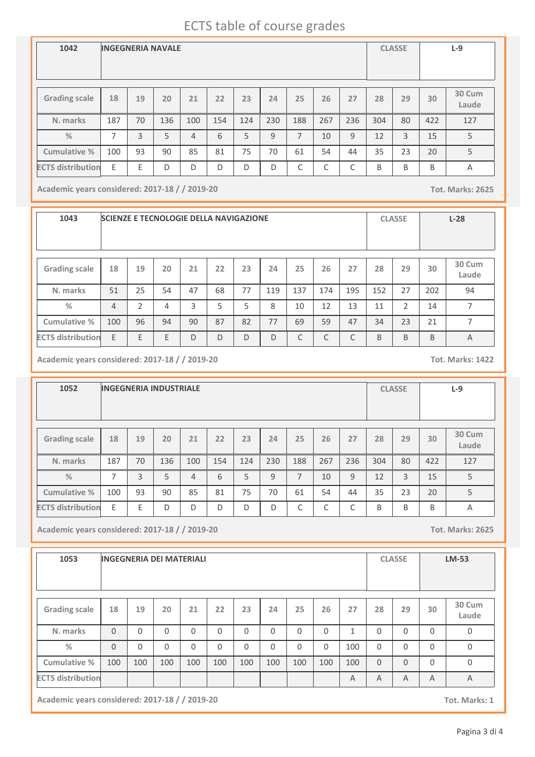# ECTS table of course grades

| 1042 | INGEGNERIA NAVALE | | | | | | | | | | CLASSE | | L-9 |
|---|---|---|---|---|---|---|---|---|---|---|---|---|---|

| Grading scale | 18 | 19 | 20 | 21 | 22 | 23 | 24 | 25 | 26 | 27 | 28 | 29 | 30 | 30 Cum Laude |
|---|---|---|---|---|---|---|---|---|---|---|---|---|---|---|
| N. marks | 187 | 70 | 136 | 100 | 154 | 124 | 230 | 188 | 267 | 236 | 304 | 80 | 422 | 127 |
| % | 7 | 3 | 5 | 4 | 6 | 5 | 9 | 7 | 10 | 9 | 12 | 3 | 15 | 5 |
| Cumulative % | 100 | 93 | 90 | 85 | 81 | 75 | 70 | 61 | 54 | 44 | 35 | 23 | 20 | 5 |
| ECTS distribution | E | E | D | D | D | D | D | C | C | C | B | B | B | A |

Academic years considered: 2017-18 / / 2019-20

Tot. Marks: 2625

| 1043 | SCIENZE E TECNOLOGIE DELLA NAVIGAZIONE | | | | | | | | | | CLASSE | | L-28 |
|---|---|---|---|---|---|---|---|---|---|---|---|---|---|

| Grading scale | 18 | 19 | 20 | 21 | 22 | 23 | 24 | 25 | 26 | 27 | 28 | 29 | 30 | 30 Cum Laude |
|---|---|---|---|---|---|---|---|---|---|---|---|---|---|---|
| N. marks | 51 | 25 | 54 | 47 | 68 | 77 | 119 | 137 | 174 | 195 | 152 | 27 | 202 | 94 |
| % | 4 | 2 | 4 | 3 | 5 | 5 | 8 | 10 | 12 | 13 | 11 | 2 | 14 | 7 |
| Cumulative % | 100 | 96 | 94 | 90 | 87 | 82 | 77 | 69 | 59 | 47 | 34 | 23 | 21 | 7 |
| ECTS distribution | E | E | E | D | D | D | D | C | C | C | B | B | B | A |

Academic years considered: 2017-18 / / 2019-20

Tot. Marks: 1422

| 1052 | INGEGNERIA INDUSTRIALE | | | | | | | | | | CLASSE | | L-9 |
|---|---|---|---|---|---|---|---|---|---|---|---|---|---|

| Grading scale | 18 | 19 | 20 | 21 | 22 | 23 | 24 | 25 | 26 | 27 | 28 | 29 | 30 | 30 Cum Laude |
|---|---|---|---|---|---|---|---|---|---|---|---|---|---|---|
| N. marks | 187 | 70 | 136 | 100 | 154 | 124 | 230 | 188 | 267 | 236 | 304 | 80 | 422 | 127 |
| % | 7 | 3 | 5 | 4 | 6 | 5 | 9 | 7 | 10 | 9 | 12 | 3 | 15 | 5 |
| Cumulative % | 100 | 93 | 90 | 85 | 81 | 75 | 70 | 61 | 54 | 44 | 35 | 23 | 20 | 5 |
| ECTS distribution | E | E | D | D | D | D | D | C | C | C | B | B | B | A |

Academic years considered: 2017-18 / / 2019-20

Tot. Marks: 2625

| 1053 | INGEGNERIA DEI MATERIALI | | | | | | | | | | CLASSE | | LM-53 |
|---|---|---|---|---|---|---|---|---|---|---|---|---|---|

| Grading scale | 18 | 19 | 20 | 21 | 22 | 23 | 24 | 25 | 26 | 27 | 28 | 29 | 30 | 30 Cum Laude |
|---|---|---|---|---|---|---|---|---|---|---|---|---|---|---|
| N. marks | 0 | 0 | 0 | 0 | 0 | 0 | 0 | 0 | 0 | 1 | 0 | 0 | 0 | 0 |
| % | 0 | 0 | 0 | 0 | 0 | 0 | 0 | 0 | 0 | 100 | 0 | 0 | 0 | 0 |
| Cumulative % | 100 | 100 | 100 | 100 | 100 | 100 | 100 | 100 | 100 | 100 | 0 | 0 | 0 | 0 |
| ECTS distribution | | | | | | | | | | A | A | A | A | A |

Academic years considered: 2017-18 / / 2019-20

Tot. Marks: 1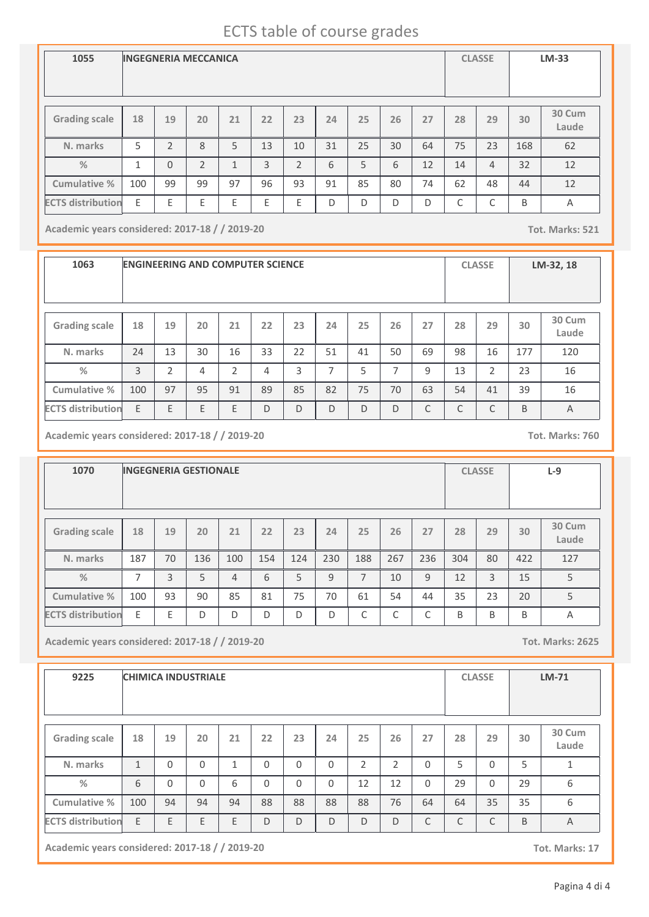# ECTS table of course grades

| 1055 | INGEGNERIA MECCANICA | CLASSE | LM-33 |
|---|---|---|---|

| Grading scale | 18 | 19 | 20 | 21 | 22 | 23 | 24 | 25 | 26 | 27 | 28 | 29 | 30 | 30 Cum Laude |
|---|---|---|---|---|---|---|---|---|---|---|---|---|---|---|
| N. marks | 5 | 2 | 8 | 5 | 13 | 10 | 31 | 25 | 30 | 64 | 75 | 23 | 168 | 62 |
| % | 1 | 0 | 2 | 1 | 3 | 2 | 6 | 5 | 6 | 12 | 14 | 4 | 32 | 12 |
| Cumulative % | 100 | 99 | 99 | 97 | 96 | 93 | 91 | 85 | 80 | 74 | 62 | 48 | 44 | 12 |
| ECTS distribution | E | E | E | E | E | E | D | D | D | D | C | C | B | A |

**Academic years considered: 2017-18 / / 2019-20** **Tot. Marks: 521**

| 1063 | ENGINEERING AND COMPUTER SCIENCE | CLASSE | LM-32, 18 |
|---|---|---|---|

| Grading scale | 18 | 19 | 20 | 21 | 22 | 23 | 24 | 25 | 26 | 27 | 28 | 29 | 30 | 30 Cum Laude |
|---|---|---|---|---|---|---|---|---|---|---|---|---|---|---|
| N. marks | 24 | 13 | 30 | 16 | 33 | 22 | 51 | 41 | 50 | 69 | 98 | 16 | 177 | 120 |
| % | 3 | 2 | 4 | 2 | 4 | 3 | 7 | 5 | 7 | 9 | 13 | 2 | 23 | 16 |
| Cumulative % | 100 | 97 | 95 | 91 | 89 | 85 | 82 | 75 | 70 | 63 | 54 | 41 | 39 | 16 |
| ECTS distribution | E | E | E | E | D | D | D | D | D | C | C | C | B | A |

**Academic years considered: 2017-18 / / 2019-20** **Tot. Marks: 760**

| 1070 | INGEGNERIA GESTIONALE | CLASSE | L-9 |
|---|---|---|---|

| Grading scale | 18 | 19 | 20 | 21 | 22 | 23 | 24 | 25 | 26 | 27 | 28 | 29 | 30 | 30 Cum Laude |
|---|---|---|---|---|---|---|---|---|---|---|---|---|---|---|
| N. marks | 187 | 70 | 136 | 100 | 154 | 124 | 230 | 188 | 267 | 236 | 304 | 80 | 422 | 127 |
| % | 7 | 3 | 5 | 4 | 6 | 5 | 9 | 7 | 10 | 9 | 12 | 3 | 15 | 5 |
| Cumulative % | 100 | 93 | 90 | 85 | 81 | 75 | 70 | 61 | 54 | 44 | 35 | 23 | 20 | 5 |
| ECTS distribution | E | E | D | D | D | D | D | C | C | C | B | B | B | A |

**Academic years considered: 2017-18 / / 2019-20** **Tot. Marks: 2625**

| 9225 | CHIMICA INDUSTRIALE | CLASSE | LM-71 |
|---|---|---|---|

| Grading scale | 18 | 19 | 20 | 21 | 22 | 23 | 24 | 25 | 26 | 27 | 28 | 29 | 30 | 30 Cum Laude |
|---|---|---|---|---|---|---|---|---|---|---|---|---|---|---|
| N. marks | 1 | 0 | 0 | 1 | 0 | 0 | 0 | 2 | 2 | 0 | 5 | 0 | 5 | 1 |
| % | 6 | 0 | 0 | 6 | 0 | 0 | 0 | 12 | 12 | 0 | 29 | 0 | 29 | 6 |
| Cumulative % | 100 | 94 | 94 | 94 | 88 | 88 | 88 | 88 | 76 | 64 | 64 | 35 | 35 | 6 |
| ECTS distribution | E | E | E | E | D | D | D | D | D | C | C | C | B | A |

**Academic years considered: 2017-18 / / 2019-20** **Tot. Marks: 17**